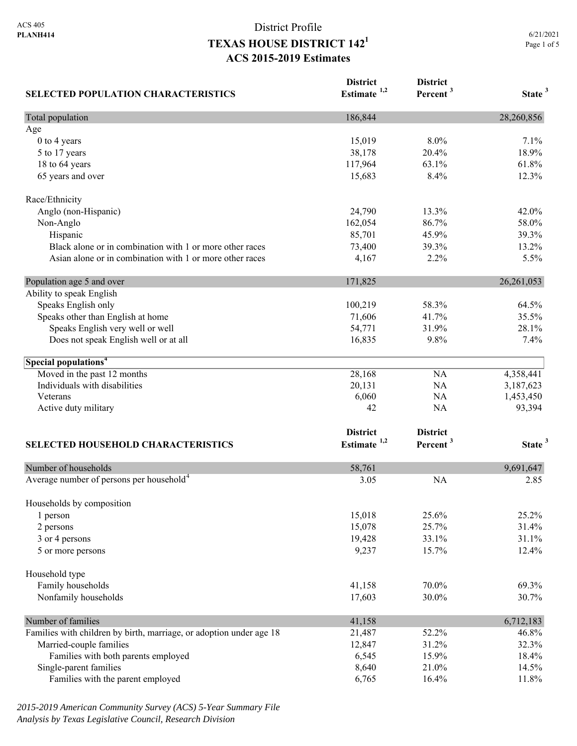ACS 405
**PLANH414**

# District Profile
## TEXAS HOUSE DISTRICT 142[1]
## ACS 2015-2019 Estimates

6/21/2021

| SELECTED POPULATION CHARACTERISTICS | District Estimate [1,2] | District Percent [3] | State [3] |
|---|---|---|---|
| Total population | 186,844 | | 28,260,856 |
| Age | | | |
| 0 to 4 years | 15,019 | 8.0% | 7.1% |
| 5 to 17 years | 38,178 | 20.4% | 18.9% |
| 18 to 64 years | 117,964 | 63.1% | 61.8% |
| 65 years and over | 15,683 | 8.4% | 12.3% |
| Race/Ethnicity | | | |
| Anglo (non-Hispanic) | 24,790 | 13.3% | 42.0% |
| Non-Anglo | 162,054 | 86.7% | 58.0% |
| Hispanic | 85,701 | 45.9% | 39.3% |
| Black alone or in combination with 1 or more other races | 73,400 | 39.3% | 13.2% |
| Asian alone or in combination with 1 or more other races | 4,167 | 2.2% | 5.5% |
| Population age 5 and over | 171,825 | | 26,261,053 |
| Ability to speak English | | | |
| Speaks English only | 100,219 | 58.3% | 64.5% |
| Speaks other than English at home | 71,606 | 41.7% | 35.5% |
| Speaks English very well or well | 54,771 | 31.9% | 28.1% |
| Does not speak English well or at all | 16,835 | 9.8% | 7.4% |
| **Special populations[4]** | | | |
| Moved in the past 12 months | 28,168 | NA | 4,358,441 |
| Individuals with disabilities | 20,131 | NA | 3,187,623 |
| Veterans | 6,060 | NA | 1,453,450 |
| Active duty military | 42 | NA | 93,394 |

| SELECTED HOUSEHOLD CHARACTERISTICS | District Estimate [1,2] | District Percent [3] | State [3] |
|---|---|---|---|
| Number of households | 58,761 | | 9,691,647 |
| Average number of persons per household[4] | 3.05 | NA | 2.85 |
| Households by composition | | | |
| 1 person | 15,018 | 25.6% | 25.2% |
| 2 persons | 15,078 | 25.7% | 31.4% |
| 3 or 4 persons | 19,428 | 33.1% | 31.1% |
| 5 or more persons | 9,237 | 15.7% | 12.4% |
| Household type | | | |
| Family households | 41,158 | 70.0% | 69.3% |
| Nonfamily households | 17,603 | 30.0% | 30.7% |
| Number of families | 41,158 | | 6,712,183 |
| Families with children by birth, marriage, or adoption under age 18 | 21,487 | 52.2% | 46.8% |
| Married-couple families | 12,847 | 31.2% | 32.3% |
| Families with both parents employed | 6,545 | 15.9% | 18.4% |
| Single-parent families | 8,640 | 21.0% | 14.5% |
| Families with the parent employed | 6,765 | 16.4% | 11.8% |

*2015-2019 American Community Survey (ACS) 5-Year Summary File*
*Analysis by Texas Legislative Council, Research Division*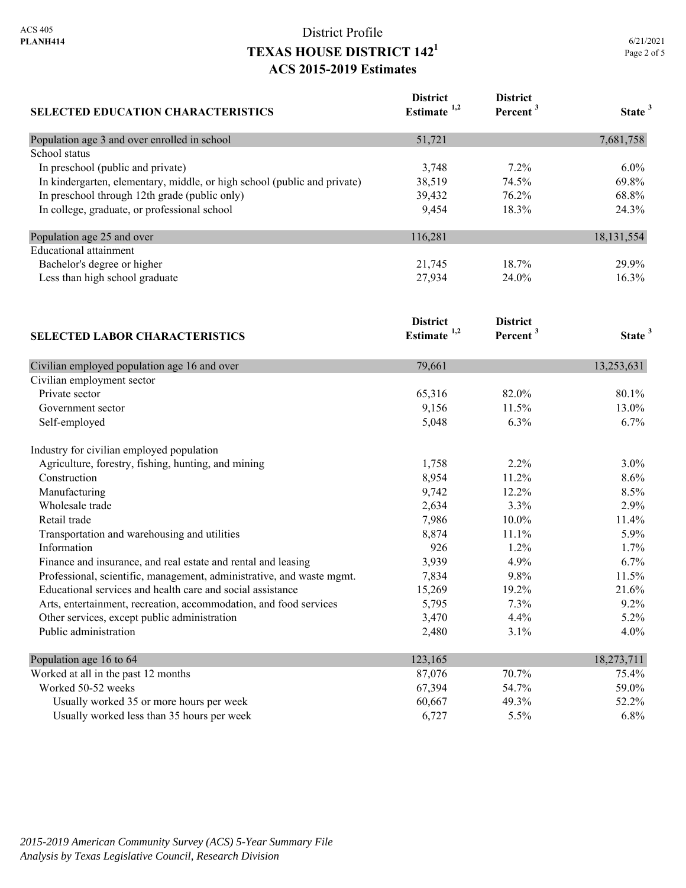# District Profile
## TEXAS HOUSE DISTRICT 142[1]
### ACS 2015-2019 Estimates

| SELECTED EDUCATION CHARACTERISTICS | District Estimate [1,2] | District Percent [3] | State [3] |
|---|---|---|---|
| Population age 3 and over enrolled in school | 51,721 | | 7,681,758 |
| School status | | | |
| In preschool (public and private) | 3,748 | 7.2% | 6.0% |
| In kindergarten, elementary, middle, or high school (public and private) | 38,519 | 74.5% | 69.8% |
| In preschool through 12th grade (public only) | 39,432 | 76.2% | 68.8% |
| In college, graduate, or professional school | 9,454 | 18.3% | 24.3% |
| Population age 25 and over | 116,281 | | 18,131,554 |
| Educational attainment | | | |
| Bachelor's degree or higher | 21,745 | 18.7% | 29.9% |
| Less than high school graduate | 27,934 | 24.0% | 16.3% |

| SELECTED LABOR CHARACTERISTICS | District Estimate [1,2] | District Percent [3] | State [3] |
|---|---|---|---|
| Civilian employed population age 16 and over | 79,661 | | 13,253,631 |
| Civilian employment sector | | | |
| Private sector | 65,316 | 82.0% | 80.1% |
| Government sector | 9,156 | 11.5% | 13.0% |
| Self-employed | 5,048 | 6.3% | 6.7% |
| Industry for civilian employed population | | | |
| Agriculture, forestry, fishing, hunting, and mining | 1,758 | 2.2% | 3.0% |
| Construction | 8,954 | 11.2% | 8.6% |
| Manufacturing | 9,742 | 12.2% | 8.5% |
| Wholesale trade | 2,634 | 3.3% | 2.9% |
| Retail trade | 7,986 | 10.0% | 11.4% |
| Transportation and warehousing and utilities | 8,874 | 11.1% | 5.9% |
| Information | 926 | 1.2% | 1.7% |
| Finance and insurance, and real estate and rental and leasing | 3,939 | 4.9% | 6.7% |
| Professional, scientific, management, administrative, and waste mgmt. | 7,834 | 9.8% | 11.5% |
| Educational services and health care and social assistance | 15,269 | 19.2% | 21.6% |
| Arts, entertainment, recreation, accommodation, and food services | 5,795 | 7.3% | 9.2% |
| Other services, except public administration | 3,470 | 4.4% | 5.2% |
| Public administration | 2,480 | 3.1% | 4.0% |
| Population age 16 to 64 | 123,165 | | 18,273,711 |
| Worked at all in the past 12 months | 87,076 | 70.7% | 75.4% |
| Worked 50-52 weeks | 67,394 | 54.7% | 59.0% |
| Usually worked 35 or more hours per week | 60,667 | 49.3% | 52.2% |
| Usually worked less than 35 hours per week | 6,727 | 5.5% | 6.8% |

*2015-2019 American Community Survey (ACS) 5-Year Summary File*
*Analysis by Texas Legislative Council, Research Division*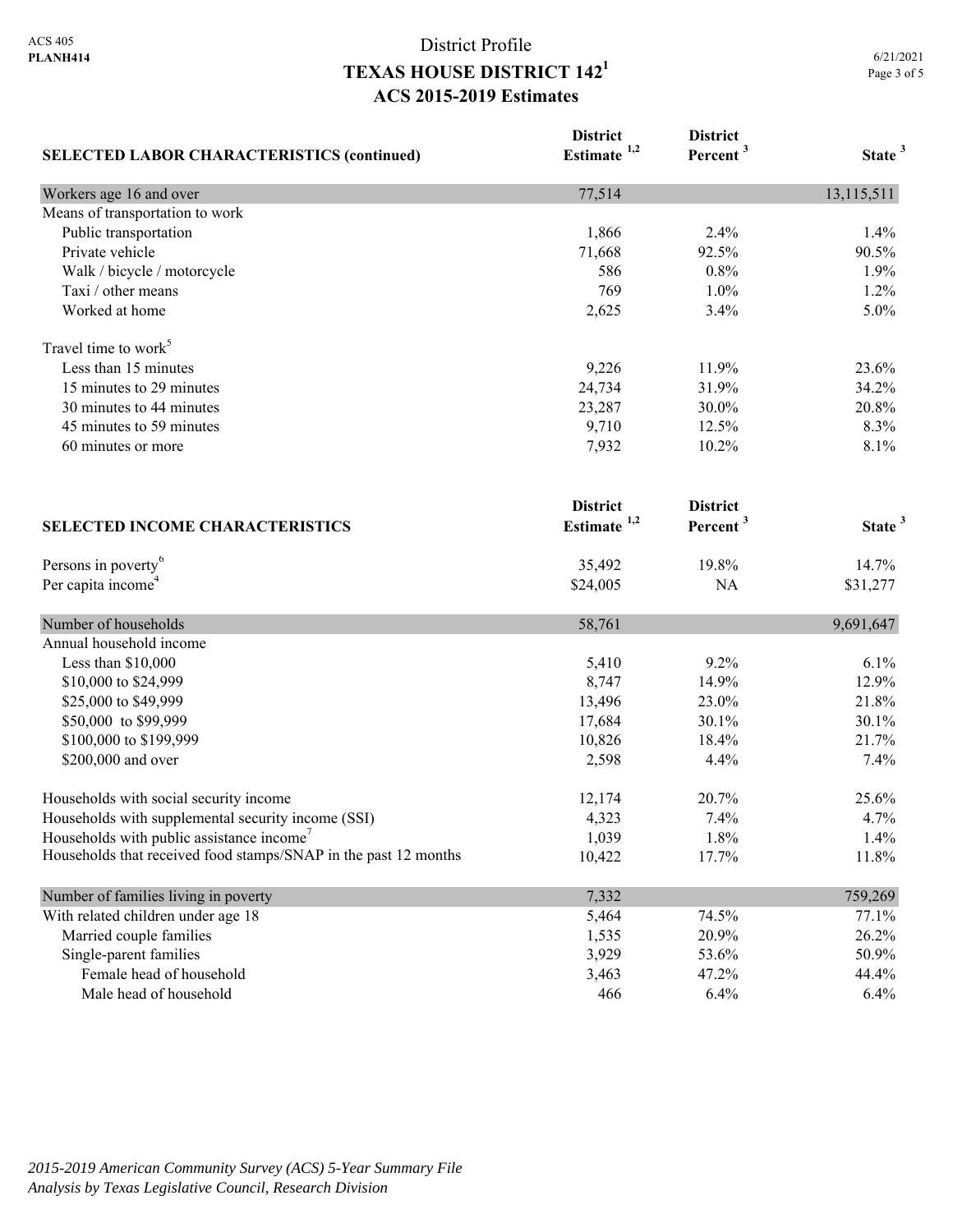District Profile

# TEXAS HOUSE DISTRICT 142[1]

## ACS 2015-2019 Estimates

| SELECTED LABOR CHARACTERISTICS (continued) | District Estimate [1,2] | District Percent [3] | State [3] |
|---|---|---|---|
| Workers age 16 and over | 77,514 | | 13,115,511 |
| Means of transportation to work | | | |
| Public transportation | 1,866 | 2.4% | 1.4% |
| Private vehicle | 71,668 | 92.5% | 90.5% |
| Walk / bicycle / motorcycle | 586 | 0.8% | 1.9% |
| Taxi / other means | 769 | 1.0% | 1.2% |
| Worked at home | 2,625 | 3.4% | 5.0% |
| Travel time to work[5] | | | |
| Less than 15 minutes | 9,226 | 11.9% | 23.6% |
| 15 minutes to 29 minutes | 24,734 | 31.9% | 34.2% |
| 30 minutes to 44 minutes | 23,287 | 30.0% | 20.8% |
| 45 minutes to 59 minutes | 9,710 | 12.5% | 8.3% |
| 60 minutes or more | 7,932 | 10.2% | 8.1% |

| SELECTED INCOME CHARACTERISTICS | District Estimate [1,2] | District Percent [3] | State [3] |
|---|---|---|---|
| Persons in poverty[6] | 35,492 | 19.8% | 14.7% |
| Per capita income[4] | $24,005 | NA | $31,277 |
| Number of households | 58,761 | | 9,691,647 |
| Annual household income | | | |
| Less than $10,000 | 5,410 | 9.2% | 6.1% |
| $10,000 to $24,999 | 8,747 | 14.9% | 12.9% |
| $25,000 to $49,999 | 13,496 | 23.0% | 21.8% |
| $50,000 to $99,999 | 17,684 | 30.1% | 30.1% |
| $100,000 to $199,999 | 10,826 | 18.4% | 21.7% |
| $200,000 and over | 2,598 | 4.4% | 7.4% |
| Households with social security income | 12,174 | 20.7% | 25.6% |
| Households with supplemental security income (SSI) | 4,323 | 7.4% | 4.7% |
| Households with public assistance income[7] | 1,039 | 1.8% | 1.4% |
| Households that received food stamps/SNAP in the past 12 months | 10,422 | 17.7% | 11.8% |
| Number of families living in poverty | 7,332 | | 759,269 |
| With related children under age 18 | 5,464 | 74.5% | 77.1% |
| Married couple families | 1,535 | 20.9% | 26.2% |
| Single-parent families | 3,929 | 53.6% | 50.9% |
| Female head of household | 3,463 | 47.2% | 44.4% |
| Male head of household | 466 | 6.4% | 6.4% |

*2015-2019 American Community Survey (ACS) 5-Year Summary File*
*Analysis by Texas Legislative Council, Research Division*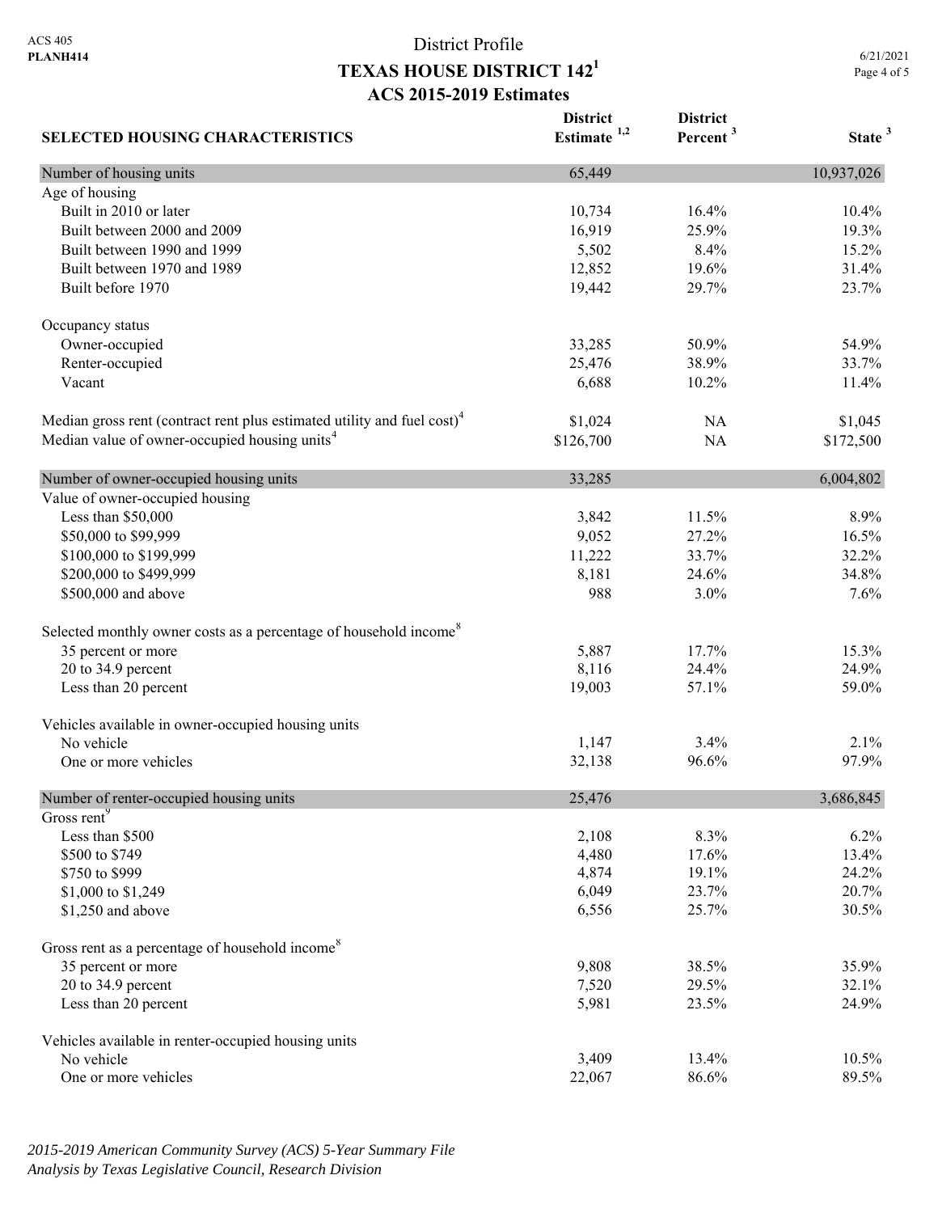District Profile

# TEXAS HOUSE DISTRICT 142[1]

## ACS 2015-2019 Estimates

| SELECTED HOUSING CHARACTERISTICS | District Estimate [1,2] | District Percent [3] | State [3] |
|---|---|---|---|
| Number of housing units | 65,449 | | 10,937,026 |
| Age of housing | | | |
| Built in 2010 or later | 10,734 | 16.4% | 10.4% |
| Built between 2000 and 2009 | 16,919 | 25.9% | 19.3% |
| Built between 1990 and 1999 | 5,502 | 8.4% | 15.2% |
| Built between 1970 and 1989 | 12,852 | 19.6% | 31.4% |
| Built before 1970 | 19,442 | 29.7% | 23.7% |
| Occupancy status | | | |
| Owner-occupied | 33,285 | 50.9% | 54.9% |
| Renter-occupied | 25,476 | 38.9% | 33.7% |
| Vacant | 6,688 | 10.2% | 11.4% |
| Median gross rent (contract rent plus estimated utility and fuel cost)[4] | $1,024 | NA | $1,045 |
| Median value of owner-occupied housing units[4] | $126,700 | NA | $172,500 |
| Number of owner-occupied housing units | 33,285 | | 6,004,802 |
| Value of owner-occupied housing | | | |
| Less than $50,000 | 3,842 | 11.5% | 8.9% |
| $50,000 to $99,999 | 9,052 | 27.2% | 16.5% |
| $100,000 to $199,999 | 11,222 | 33.7% | 32.2% |
| $200,000 to $499,999 | 8,181 | 24.6% | 34.8% |
| $500,000 and above | 988 | 3.0% | 7.6% |
| Selected monthly owner costs as a percentage of household income[8] | | | |
| 35 percent or more | 5,887 | 17.7% | 15.3% |
| 20 to 34.9 percent | 8,116 | 24.4% | 24.9% |
| Less than 20 percent | 19,003 | 57.1% | 59.0% |
| Vehicles available in owner-occupied housing units | | | |
| No vehicle | 1,147 | 3.4% | 2.1% |
| One or more vehicles | 32,138 | 96.6% | 97.9% |
| Number of renter-occupied housing units | 25,476 | | 3,686,845 |
| Gross rent[9] | | | |
| Less than $500 | 2,108 | 8.3% | 6.2% |
| $500 to $749 | 4,480 | 17.6% | 13.4% |
| $750 to $999 | 4,874 | 19.1% | 24.2% |
| $1,000 to $1,249 | 6,049 | 23.7% | 20.7% |
| $1,250 and above | 6,556 | 25.7% | 30.5% |
| Gross rent as a percentage of household income[8] | | | |
| 35 percent or more | 9,808 | 38.5% | 35.9% |
| 20 to 34.9 percent | 7,520 | 29.5% | 32.1% |
| Less than 20 percent | 5,981 | 23.5% | 24.9% |
| Vehicles available in renter-occupied housing units | | | |
| No vehicle | 3,409 | 13.4% | 10.5% |
| One or more vehicles | 22,067 | 86.6% | 89.5% |

*2015-2019 American Community Survey (ACS) 5-Year Summary File*
*Analysis by Texas Legislative Council, Research Division*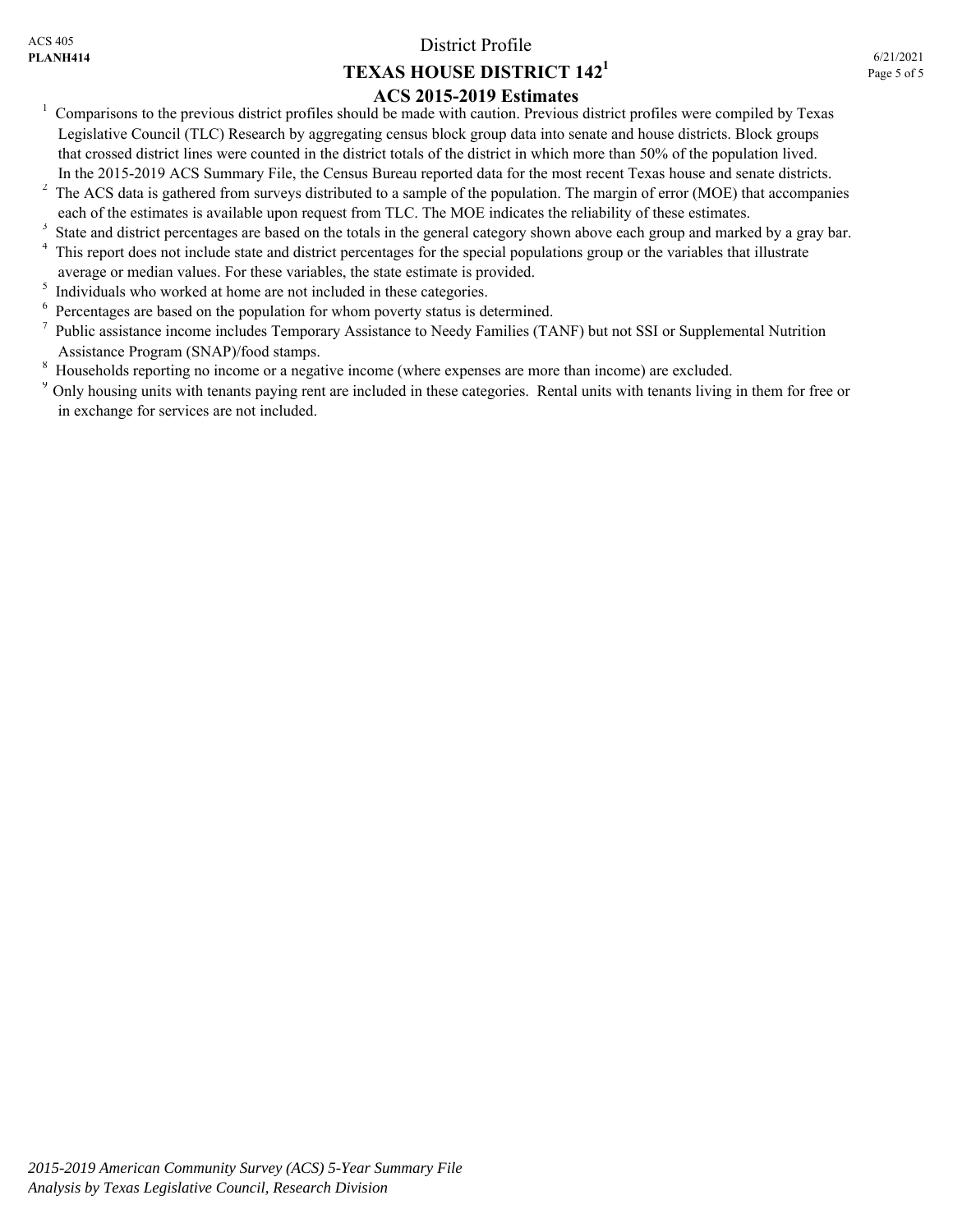# District Profile

# TEXAS HOUSE DISTRICT 142[1]

## ACS 2015-2019 Estimates

[1] Comparisons to the previous district profiles should be made with caution. Previous district profiles were compiled by Texas Legislative Council (TLC) Research by aggregating census block group data into senate and house districts. Block groups that crossed district lines were counted in the district totals of the district in which more than 50% of the population lived. In the 2015-2019 ACS Summary File, the Census Bureau reported data for the most recent Texas house and senate districts.

[2] The ACS data is gathered from surveys distributed to a sample of the population. The margin of error (MOE) that accompanies each of the estimates is available upon request from TLC. The MOE indicates the reliability of these estimates.

[3] State and district percentages are based on the totals in the general category shown above each group and marked by a gray bar.

[4] This report does not include state and district percentages for the special populations group or the variables that illustrate average or median values. For these variables, the state estimate is provided.

[5] Individuals who worked at home are not included in these categories.

[6] Percentages are based on the population for whom poverty status is determined.

[7] Public assistance income includes Temporary Assistance to Needy Families (TANF) but not SSI or Supplemental Nutrition Assistance Program (SNAP)/food stamps.

[8] Households reporting no income or a negative income (where expenses are more than income) are excluded.

[9] Only housing units with tenants paying rent are included in these categories. Rental units with tenants living in them for free or in exchange for services are not included.

*2015-2019 American Community Survey (ACS) 5-Year Summary File*
*Analysis by Texas Legislative Council, Research Division*